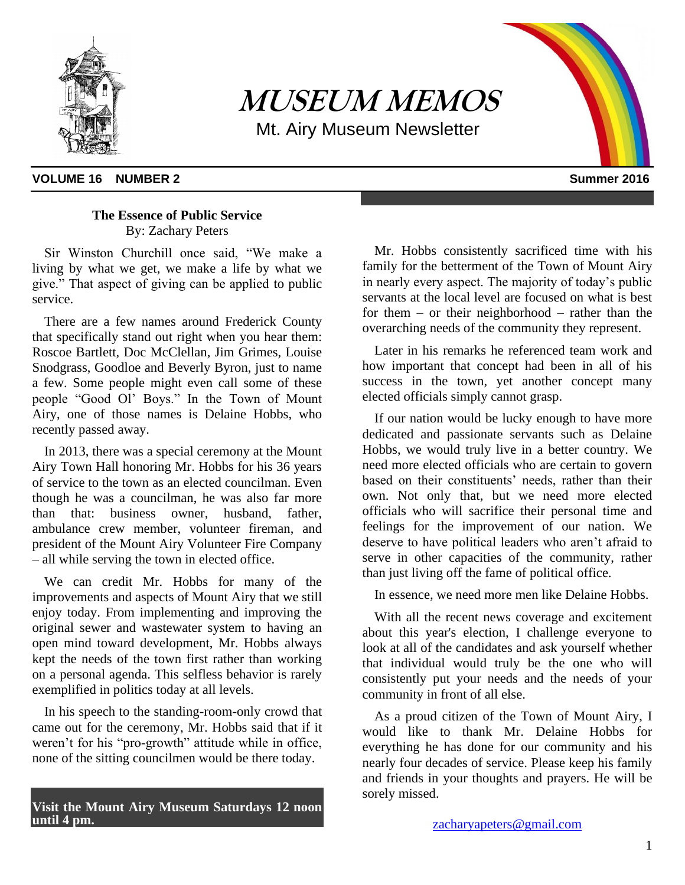# MUSEUM MEMOS

Mt. Airy Museum Newsletter

**VOLUME 16 NUMBER 2** **Summer 2016**

## The Essence of Public Service

By: Zachary Peters

Sir Winston Churchill once said, "We make a living by what we get, we make a life by what we give." That aspect of giving can be applied to public service.

There are a few names around Frederick County that specifically stand out right when you hear them: Roscoe Bartlett, Doc McClellan, Jim Grimes, Louise Snodgrass, Goodloe and Beverly Byron, just to name a few. Some people might even call some of these people "Good Ol' Boys." In the Town of Mount Airy, one of those names is Delaine Hobbs, who recently passed away.

In 2013, there was a special ceremony at the Mount Airy Town Hall honoring Mr. Hobbs for his 36 years of service to the town as an elected councilman. Even though he was a councilman, he was also far more than that: business owner, husband, father, ambulance crew member, volunteer fireman, and president of the Mount Airy Volunteer Fire Company – all while serving the town in elected office.

We can credit Mr. Hobbs for many of the improvements and aspects of Mount Airy that we still enjoy today. From implementing and improving the original sewer and wastewater system to having an open mind toward development, Mr. Hobbs always kept the needs of the town first rather than working on a personal agenda. This selfless behavior is rarely exemplified in politics today at all levels.

In his speech to the standing-room-only crowd that came out for the ceremony, Mr. Hobbs said that if it weren't for his "pro-growth" attitude while in office, none of the sitting councilmen would be there today.

Mr. Hobbs consistently sacrificed time with his family for the betterment of the Town of Mount Airy in nearly every aspect. The majority of today's public servants at the local level are focused on what is best for them – or their neighborhood – rather than the overarching needs of the community they represent.

Later in his remarks he referenced team work and how important that concept had been in all of his success in the town, yet another concept many elected officials simply cannot grasp.

If our nation would be lucky enough to have more dedicated and passionate servants such as Delaine Hobbs, we would truly live in a better country. We need more elected officials who are certain to govern based on their constituents' needs, rather than their own. Not only that, but we need more elected officials who will sacrifice their personal time and feelings for the improvement of our nation. We deserve to have political leaders who aren't afraid to serve in other capacities of the community, rather than just living off the fame of political office.

In essence, we need more men like Delaine Hobbs.

With all the recent news coverage and excitement about this year's election, I challenge everyone to look at all of the candidates and ask yourself whether that individual would truly be the one who will consistently put your needs and the needs of your community in front of all else.

As a proud citizen of the Town of Mount Airy, I would like to thank Mr. Delaine Hobbs for everything he has done for our community and his nearly four decades of service. Please keep his family and friends in your thoughts and prayers. He will be sorely missed.

zacharyapeters@gmail.com

**Visit the Mount Airy Museum Saturdays 12 noon until 4 pm.**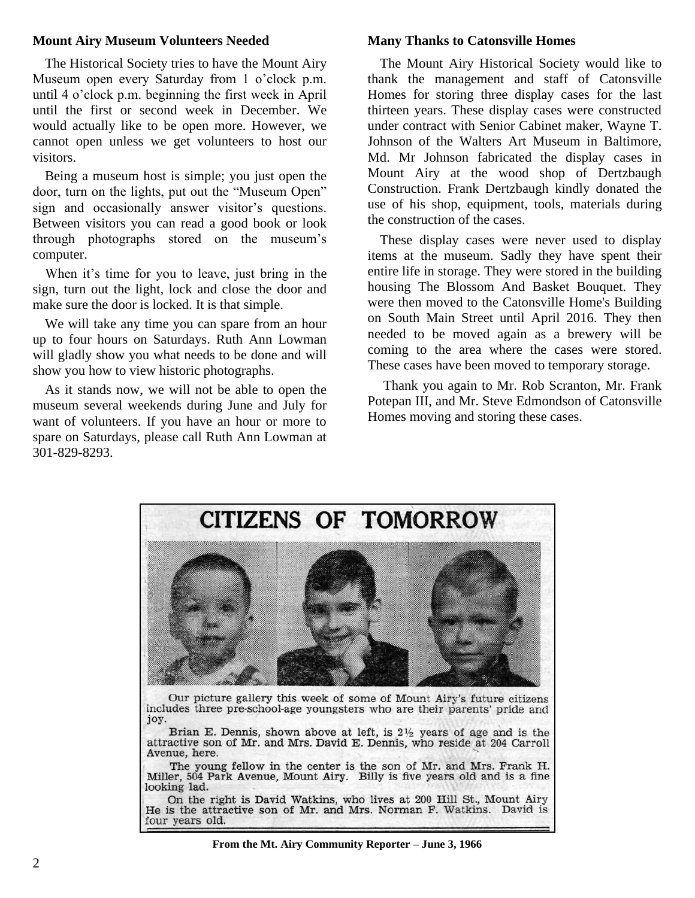## Mount Airy Museum Volunteers Needed

The Historical Society tries to have the Mount Airy Museum open every Saturday from 1 o'clock p.m. until 4 o'clock p.m. beginning the first week in April until the first or second week in December. We would actually like to be open more. However, we cannot open unless we get volunteers to host our visitors.

Being a museum host is simple; you just open the door, turn on the lights, put out the "Museum Open" sign and occasionally answer visitor's questions. Between visitors you can read a good book or look through photographs stored on the museum's computer.

When it's time for you to leave, just bring in the sign, turn out the light, lock and close the door and make sure the door is locked. It is that simple.

We will take any time you can spare from an hour up to four hours on Saturdays. Ruth Ann Lowman will gladly show you what needs to be done and will show you how to view historic photographs.

As it stands now, we will not be able to open the museum several weekends during June and July for want of volunteers. If you have an hour or more to spare on Saturdays, please call Ruth Ann Lowman at 301-829-8293.

## Many Thanks to Catonsville Homes

The Mount Airy Historical Society would like to thank the management and staff of Catonsville Homes for storing three display cases for the last thirteen years. These display cases were constructed under contract with Senior Cabinet maker, Wayne T. Johnson of the Walters Art Museum in Baltimore, Md. Mr Johnson fabricated the display cases in Mount Airy at the wood shop of Dertzbaugh Construction. Frank Dertzbaugh kindly donated the use of his shop, equipment, tools, materials during the construction of the cases.

These display cases were never used to display items at the museum. Sadly they have spent their entire life in storage. They were stored in the building housing The Blossom And Basket Bouquet. They were then moved to the Catonsville Home's Building on South Main Street until April 2016. They then needed to be moved again as a brewery will be coming to the area where the cases were stored. These cases have been moved to temporary storage.

Thank you again to Mr. Rob Scranton, Mr. Frank Potepan III, and Mr. Steve Edmondson of Catonsville Homes moving and storing these cases.

## CITIZENS OF TOMORROW

Our picture gallery this week of some of Mount Airy's future citizens includes three pre-school-age youngsters who are their parents' pride and joy.

Brian E. Dennis, shown above at left, is 2½ years of age and is the attractive son of Mr. and Mrs. David E. Dennis, who reside at 204 Carroll Avenue, here.

The young fellow in the center is the son of Mr. and Mrs. Frank H. Miller, 504 Park Avenue, Mount Airy. Billy is five years old and is a fine looking lad.

On the right is David Watkins, who lives at 200 Hill St., Mount Airy He is the attractive son of Mr. and Mrs. Norman F. Watkins. David is four years old.

**From the Mt. Airy Community Reporter – June 3, 1966**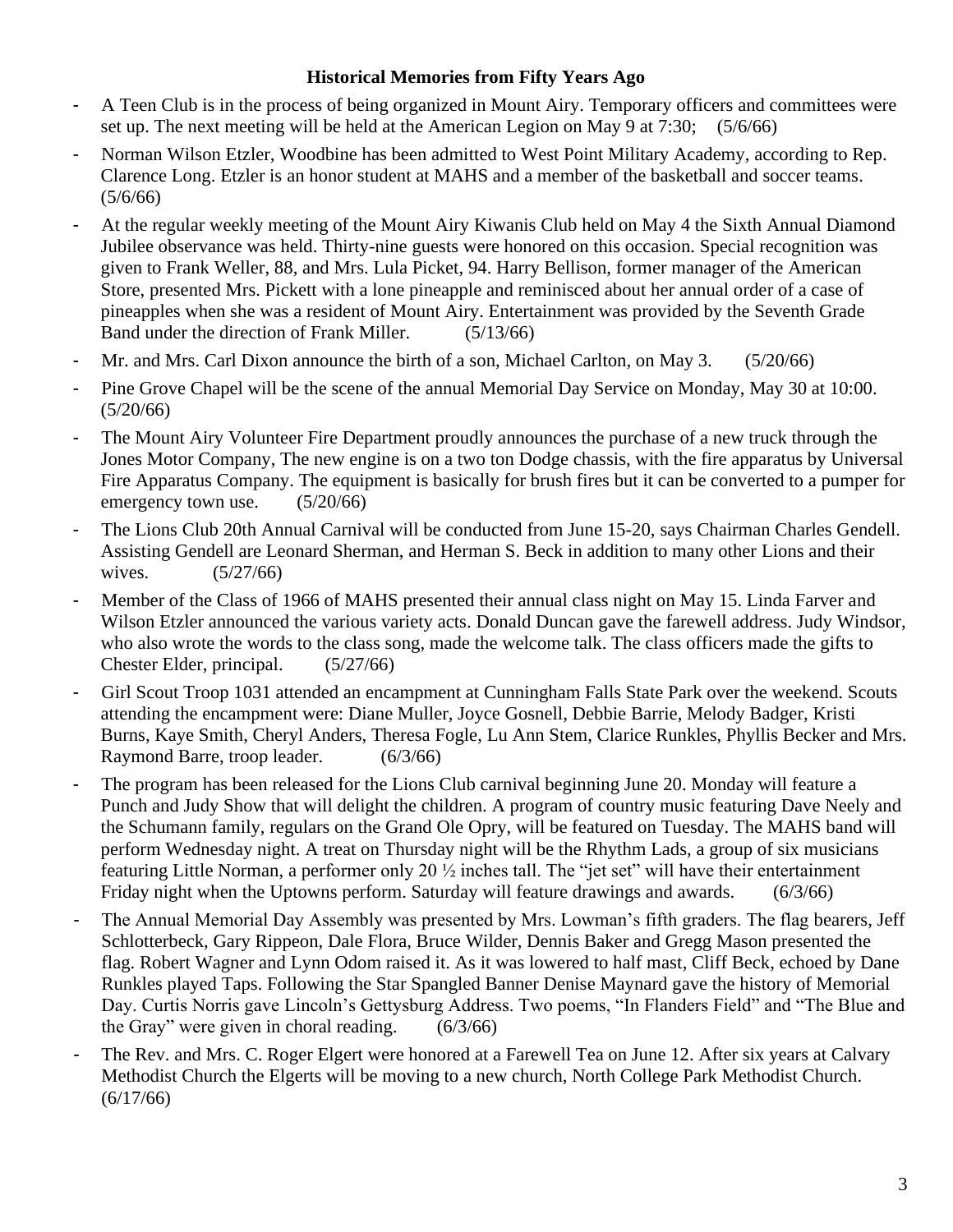**Historical Memories from Fifty Years Ago**

- A Teen Club is in the process of being organized in Mount Airy. Temporary officers and committees were set up. The next meeting will be held at the American Legion on May 9 at 7:30; (5/6/66)
- Norman Wilson Etzler, Woodbine has been admitted to West Point Military Academy, according to Rep. Clarence Long. Etzler is an honor student at MAHS and a member of the basketball and soccer teams. (5/6/66)
- At the regular weekly meeting of the Mount Airy Kiwanis Club held on May 4 the Sixth Annual Diamond Jubilee observance was held. Thirty-nine guests were honored on this occasion. Special recognition was given to Frank Weller, 88, and Mrs. Lula Picket, 94. Harry Bellison, former manager of the American Store, presented Mrs. Pickett with a lone pineapple and reminisced about her annual order of a case of pineapples when she was a resident of Mount Airy. Entertainment was provided by the Seventh Grade Band under the direction of Frank Miller. (5/13/66)
- Mr. and Mrs. Carl Dixon announce the birth of a son, Michael Carlton, on May 3. (5/20/66)
- Pine Grove Chapel will be the scene of the annual Memorial Day Service on Monday, May 30 at 10:00. (5/20/66)
- The Mount Airy Volunteer Fire Department proudly announces the purchase of a new truck through the Jones Motor Company, The new engine is on a two ton Dodge chassis, with the fire apparatus by Universal Fire Apparatus Company. The equipment is basically for brush fires but it can be converted to a pumper for emergency town use. (5/20/66)
- The Lions Club 20th Annual Carnival will be conducted from June 15-20, says Chairman Charles Gendell. Assisting Gendell are Leonard Sherman, and Herman S. Beck in addition to many other Lions and their wives. (5/27/66)
- Member of the Class of 1966 of MAHS presented their annual class night on May 15. Linda Farver and Wilson Etzler announced the various variety acts. Donald Duncan gave the farewell address. Judy Windsor, who also wrote the words to the class song, made the welcome talk. The class officers made the gifts to Chester Elder, principal. (5/27/66)
- Girl Scout Troop 1031 attended an encampment at Cunningham Falls State Park over the weekend. Scouts attending the encampment were: Diane Muller, Joyce Gosnell, Debbie Barrie, Melody Badger, Kristi Burns, Kaye Smith, Cheryl Anders, Theresa Fogle, Lu Ann Stem, Clarice Runkles, Phyllis Becker and Mrs. Raymond Barre, troop leader. (6/3/66)
- The program has been released for the Lions Club carnival beginning June 20. Monday will feature a Punch and Judy Show that will delight the children. A program of country music featuring Dave Neely and the Schumann family, regulars on the Grand Ole Opry, will be featured on Tuesday. The MAHS band will perform Wednesday night. A treat on Thursday night will be the Rhythm Lads, a group of six musicians featuring Little Norman, a performer only 20 ½ inches tall. The "jet set" will have their entertainment Friday night when the Uptowns perform. Saturday will feature drawings and awards. (6/3/66)
- The Annual Memorial Day Assembly was presented by Mrs. Lowman's fifth graders. The flag bearers, Jeff Schlotterbeck, Gary Rippeon, Dale Flora, Bruce Wilder, Dennis Baker and Gregg Mason presented the flag. Robert Wagner and Lynn Odom raised it. As it was lowered to half mast, Cliff Beck, echoed by Dane Runkles played Taps. Following the Star Spangled Banner Denise Maynard gave the history of Memorial Day. Curtis Norris gave Lincoln's Gettysburg Address. Two poems, "In Flanders Field" and "The Blue and the Gray" were given in choral reading. (6/3/66)
- The Rev. and Mrs. C. Roger Elgert were honored at a Farewell Tea on June 12. After six years at Calvary Methodist Church the Elgerts will be moving to a new church, North College Park Methodist Church. (6/17/66)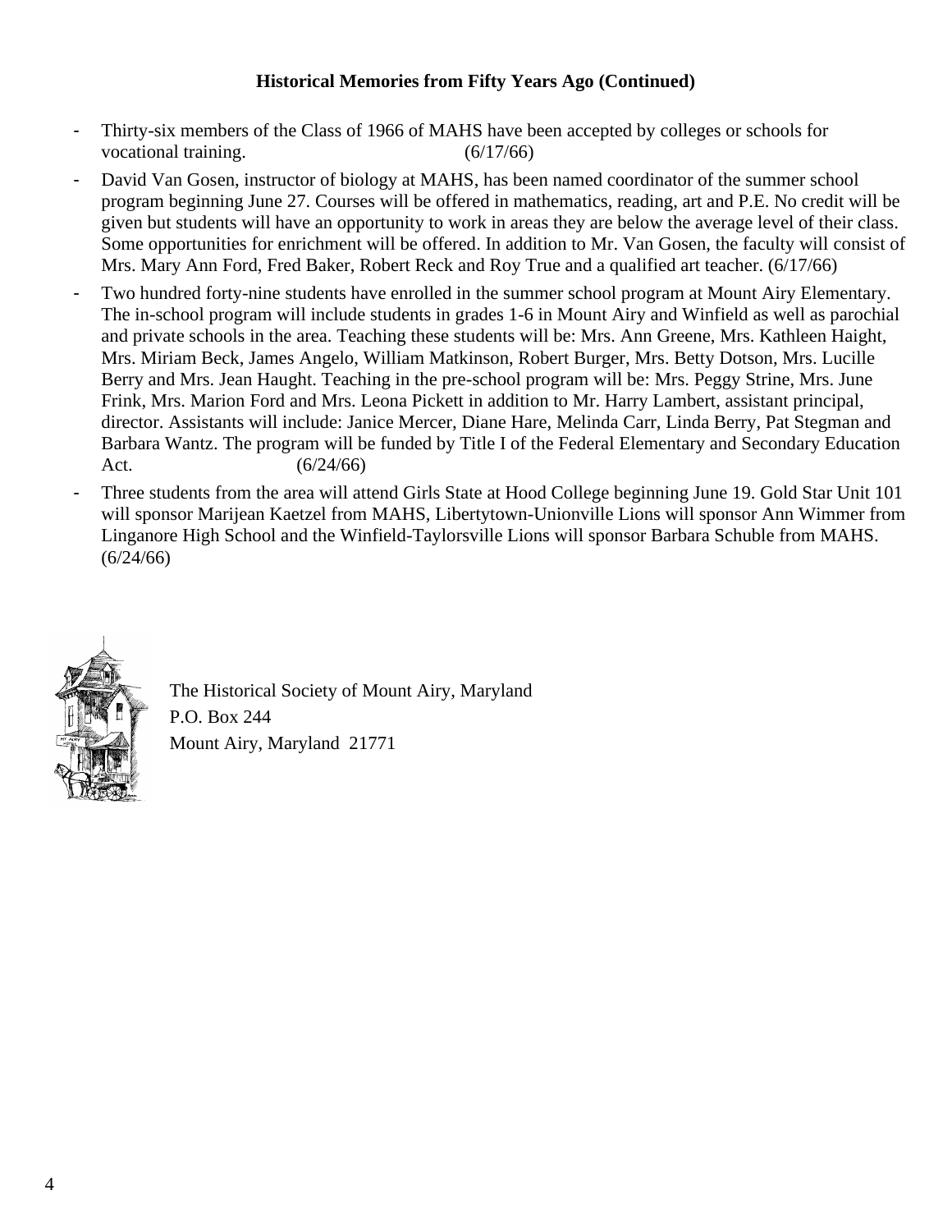**Historical Memories from Fifty Years Ago (Continued)**

- Thirty-six members of the Class of 1966 of MAHS have been accepted by colleges or schools for vocational training. (6/17/66)
- David Van Gosen, instructor of biology at MAHS, has been named coordinator of the summer school program beginning June 27. Courses will be offered in mathematics, reading, art and P.E. No credit will be given but students will have an opportunity to work in areas they are below the average level of their class. Some opportunities for enrichment will be offered. In addition to Mr. Van Gosen, the faculty will consist of Mrs. Mary Ann Ford, Fred Baker, Robert Reck and Roy True and a qualified art teacher. (6/17/66)
- Two hundred forty-nine students have enrolled in the summer school program at Mount Airy Elementary. The in-school program will include students in grades 1-6 in Mount Airy and Winfield as well as parochial and private schools in the area. Teaching these students will be: Mrs. Ann Greene, Mrs. Kathleen Haight, Mrs. Miriam Beck, James Angelo, William Matkinson, Robert Burger, Mrs. Betty Dotson, Mrs. Lucille Berry and Mrs. Jean Haught. Teaching in the pre-school program will be: Mrs. Peggy Strine, Mrs. June Frink, Mrs. Marion Ford and Mrs. Leona Pickett in addition to Mr. Harry Lambert, assistant principal, director. Assistants will include: Janice Mercer, Diane Hare, Melinda Carr, Linda Berry, Pat Stegman and Barbara Wantz. The program will be funded by Title I of the Federal Elementary and Secondary Education Act. (6/24/66)
- Three students from the area will attend Girls State at Hood College beginning June 19. Gold Star Unit 101 will sponsor Marijean Kaetzel from MAHS, Libertytown-Unionville Lions will sponsor Ann Wimmer from Linganore High School and the Winfield-Taylorsville Lions will sponsor Barbara Schuble from MAHS. (6/24/66)

The Historical Society of Mount Airy, Maryland
P.O. Box 244
Mount Airy, Maryland 21771